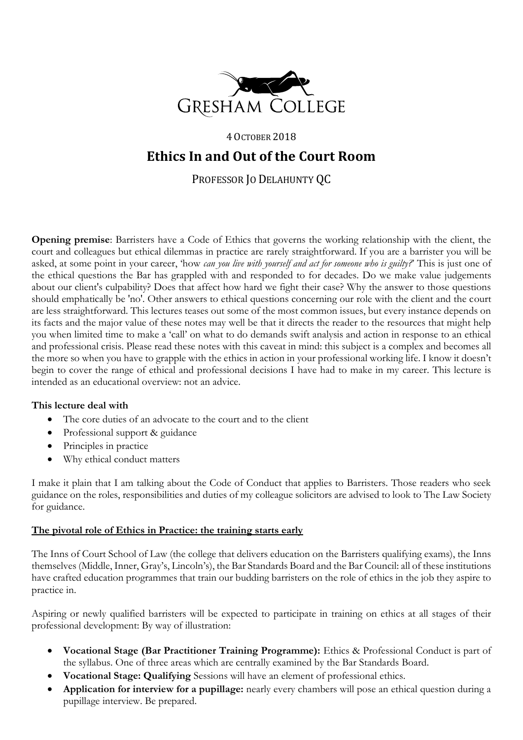GRESHAM COLLEGE

4 OCTOBER 2018

# Ethics In and Out of the Court Room

PROFESSOR JO DELAHUNTY QC

**Opening premise**: Barristers have a Code of Ethics that governs the working relationship with the client, the court and colleagues but ethical dilemmas in practice are rarely straightforward. If you are a barrister you will be asked, at some point in your career, 'how *can you live with yourself and act for someone who is guilty?*' This is just one of the ethical questions the Bar has grappled with and responded to for decades. Do we make value judgements about our client's culpability? Does that affect how hard we fight their case? Why the answer to those questions should emphatically be 'no'. Other answers to ethical questions concerning our role with the client and the court are less straightforward. This lectures teases out some of the most common issues, but every instance depends on its facts and the major value of these notes may well be that it directs the reader to the resources that might help you when limited time to make a 'call' on what to do demands swift analysis and action in response to an ethical and professional crisis. Please read these notes with this caveat in mind: this subject is a complex and becomes all the more so when you have to grapple with the ethics in action in your professional working life. I know it doesn't begin to cover the range of ethical and professional decisions I have had to make in my career. This lecture is intended as an educational overview: not an advice.

**This lecture deal with**

- The core duties of an advocate to the court and to the client
- Professional support & guidance
- Principles in practice
- Why ethical conduct matters

I make it plain that I am talking about the Code of Conduct that applies to Barristers. Those readers who seek guidance on the roles, responsibilities and duties of my colleague solicitors are advised to look to The Law Society for guidance.

**The pivotal role of Ethics in Practice: the training starts early**

The Inns of Court School of Law (the college that delivers education on the Barristers qualifying exams), the Inns themselves (Middle, Inner, Gray's, Lincoln's), the Bar Standards Board and the Bar Council: all of these institutions have crafted education programmes that train our budding barristers on the role of ethics in the job they aspire to practice in.

Aspiring or newly qualified barristers will be expected to participate in training on ethics at all stages of their professional development: By way of illustration:

- **Vocational Stage (Bar Practitioner Training Programme):** Ethics & Professional Conduct is part of the syllabus. One of three areas which are centrally examined by the Bar Standards Board.
- **Vocational Stage: Qualifying** Sessions will have an element of professional ethics.
- **Application for interview for a pupillage:** nearly every chambers will pose an ethical question during a pupillage interview. Be prepared.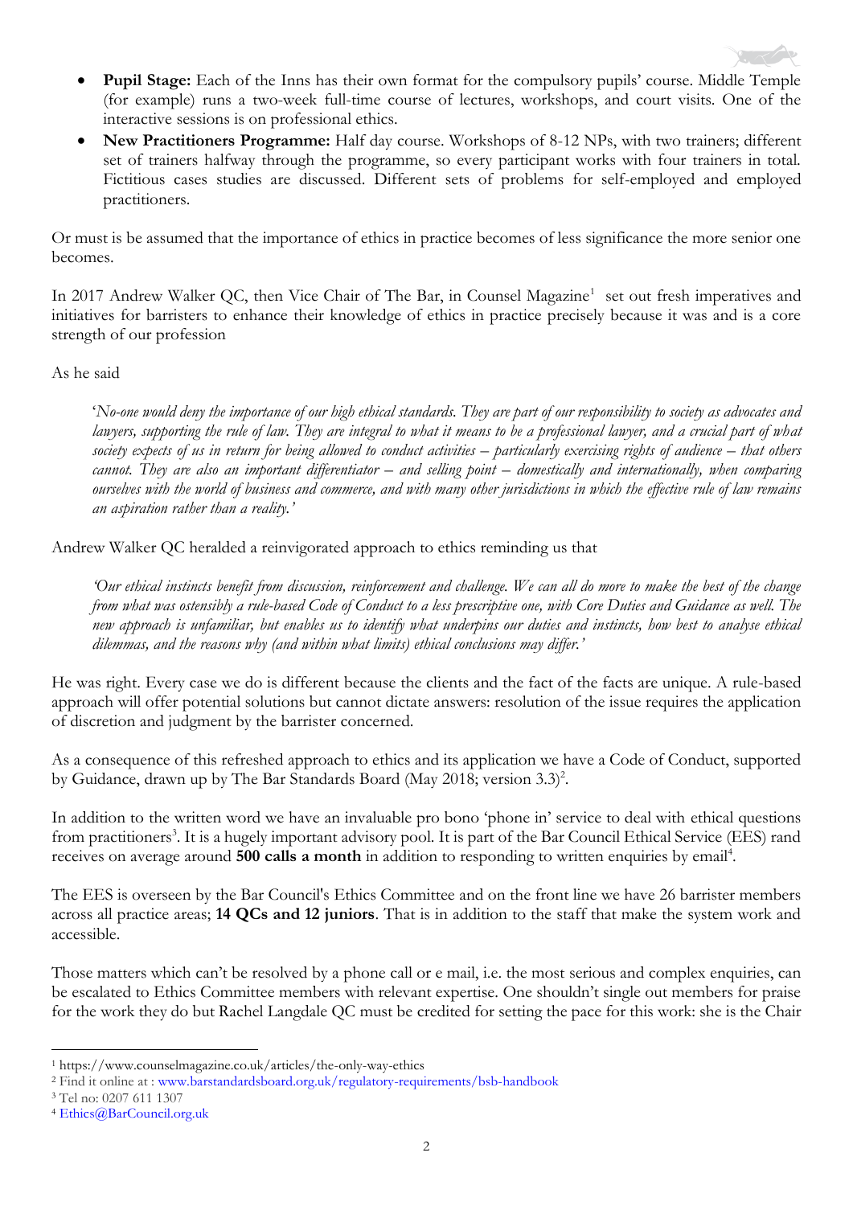- **Pupil Stage:** Each of the Inns has their own format for the compulsory pupils' course. Middle Temple (for example) runs a two-week full-time course of lectures, workshops, and court visits. One of the interactive sessions is on professional ethics.
- **New Practitioners Programme:** Half day course. Workshops of 8-12 NPs, with two trainers; different set of trainers halfway through the programme, so every participant works with four trainers in total. Fictitious cases studies are discussed. Different sets of problems for self-employed and employed practitioners.

Or must is be assumed that the importance of ethics in practice becomes of less significance the more senior one becomes.

In 2017 Andrew Walker QC, then Vice Chair of The Bar, in Counsel Magazine[1] set out fresh imperatives and initiatives for barristers to enhance their knowledge of ethics in practice precisely because it was and is a core strength of our profession

As he said

> '*No-one would deny the importance of our high ethical standards. They are part of our responsibility to society as advocates and lawyers, supporting the rule of law. They are integral to what it means to be a professional lawyer, and a crucial part of what society expects of us in return for being allowed to conduct activities – particularly exercising rights of audience – that others cannot. They are also an important differentiator – and selling point – domestically and internationally, when comparing ourselves with the world of business and commerce, and with many other jurisdictions in which the effective rule of law remains an aspiration rather than a reality.*'

Andrew Walker QC heralded a reinvigorated approach to ethics reminding us that

> *'Our ethical instincts benefit from discussion, reinforcement and challenge. We can all do more to make the best of the change from what was ostensibly a rule-based Code of Conduct to a less prescriptive one, with Core Duties and Guidance as well. The new approach is unfamiliar, but enables us to identify what underpins our duties and instincts, how best to analyse ethical dilemmas, and the reasons why (and within what limits) ethical conclusions may differ.'*

He was right. Every case we do is different because the clients and the fact of the facts are unique. A rule-based approach will offer potential solutions but cannot dictate answers: resolution of the issue requires the application of discretion and judgment by the barrister concerned.

As a consequence of this refreshed approach to ethics and its application we have a Code of Conduct, supported by Guidance, drawn up by The Bar Standards Board (May 2018; version 3.3)[2].

In addition to the written word we have an invaluable pro bono 'phone in' service to deal with ethical questions from practitioners[3]. It is a hugely important advisory pool. It is part of the Bar Council Ethical Service (EES) rand receives on average around **500 calls a month** in addition to responding to written enquiries by email[4].

The EES is overseen by the Bar Council's Ethics Committee and on the front line we have 26 barrister members across all practice areas; **14 QCs and 12 juniors**. That is in addition to the staff that make the system work and accessible.

Those matters which can't be resolved by a phone call or e mail, i.e. the most serious and complex enquiries, can be escalated to Ethics Committee members with relevant expertise. One shouldn't single out members for praise for the work they do but Rachel Langdale QC must be credited for setting the pace for this work: she is the Chair

---

[1] https://www.counselmagazine.co.uk/articles/the-only-way-ethics
[2] Find it online at : www.barstandardsboard.org.uk/regulatory-requirements/bsb-handbook
[3] Tel no: 0207 611 1307
[4] Ethics@BarCouncil.org.uk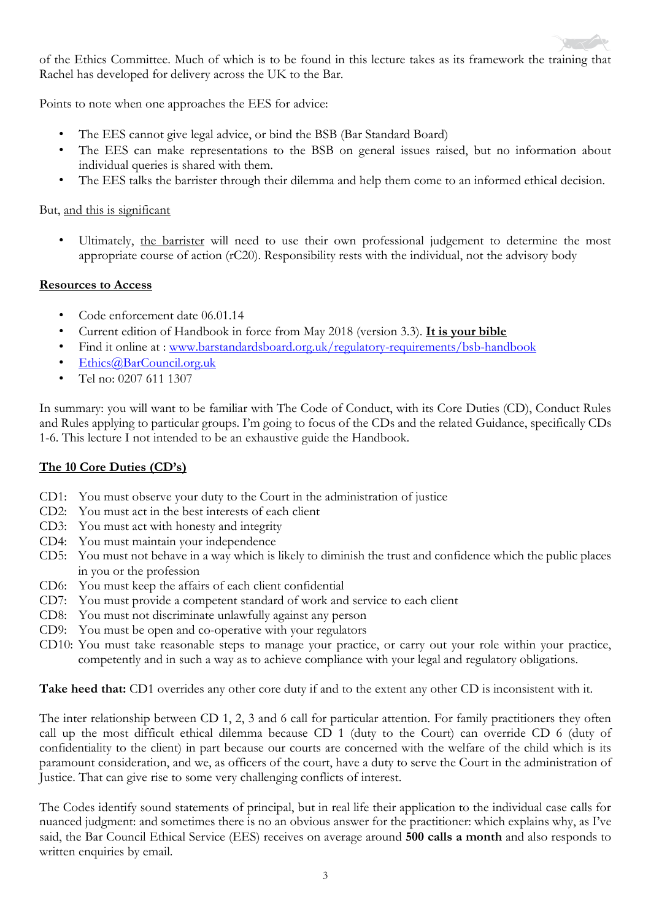of the Ethics Committee. Much of which is to be found in this lecture takes as its framework the training that Rachel has developed for delivery across the UK to the Bar.

Points to note when one approaches the EES for advice:

- The EES cannot give legal advice, or bind the BSB (Bar Standard Board)
- The EES can make representations to the BSB on general issues raised, but no information about individual queries is shared with them.
- The EES talks the barrister through their dilemma and help them come to an informed ethical decision.

But, <u>and this is significant</u>

- Ultimately, <u>the barrister</u> will need to use their own professional judgement to determine the most appropriate course of action (rC20). Responsibility rests with the individual, not the advisory body

**<u>Resources to Access</u>**

- Code enforcement date 06.01.14
- Current edition of Handbook in force from May 2018 (version 3.3). **<u>It is your bible</u>**
- Find it online at : [www.barstandardsboard.org.uk/regulatory-requirements/bsb-handbook](http://www.barstandardsboard.org.uk/regulatory-requirements/bsb-handbook)
- [Ethics@BarCouncil.org.uk](mailto:Ethics@BarCouncil.org.uk)
- Tel no: 0207 611 1307

In summary: you will want to be familiar with The Code of Conduct, with its Core Duties (CD), Conduct Rules and Rules applying to particular groups. I'm going to focus of the CDs and the related Guidance, specifically CDs 1-6. This lecture I not intended to be an exhaustive guide the Handbook.

**<u>The 10 Core Duties (CD's)</u>**

CD1: You must observe your duty to the Court in the administration of justice
CD2: You must act in the best interests of each client
CD3: You must act with honesty and integrity
CD4: You must maintain your independence
CD5: You must not behave in a way which is likely to diminish the trust and confidence which the public places in you or the profession
CD6: You must keep the affairs of each client confidential
CD7: You must provide a competent standard of work and service to each client
CD8: You must not discriminate unlawfully against any person
CD9: You must be open and co-operative with your regulators
CD10: You must take reasonable steps to manage your practice, or carry out your role within your practice, competently and in such a way as to achieve compliance with your legal and regulatory obligations.

**Take heed that:** CD1 overrides any other core duty if and to the extent any other CD is inconsistent with it.

The inter relationship between CD 1, 2, 3 and 6 call for particular attention. For family practitioners they often call up the most difficult ethical dilemma because CD 1 (duty to the Court) can override CD 6 (duty of confidentiality to the client) in part because our courts are concerned with the welfare of the child which is its paramount consideration, and we, as officers of the court, have a duty to serve the Court in the administration of Justice. That can give rise to some very challenging conflicts of interest.

The Codes identify sound statements of principal, but in real life their application to the individual case calls for nuanced judgment: and sometimes there is no an obvious answer for the practitioner: which explains why, as I've said, the Bar Council Ethical Service (EES) receives on average around **500 calls a month** and also responds to written enquiries by email.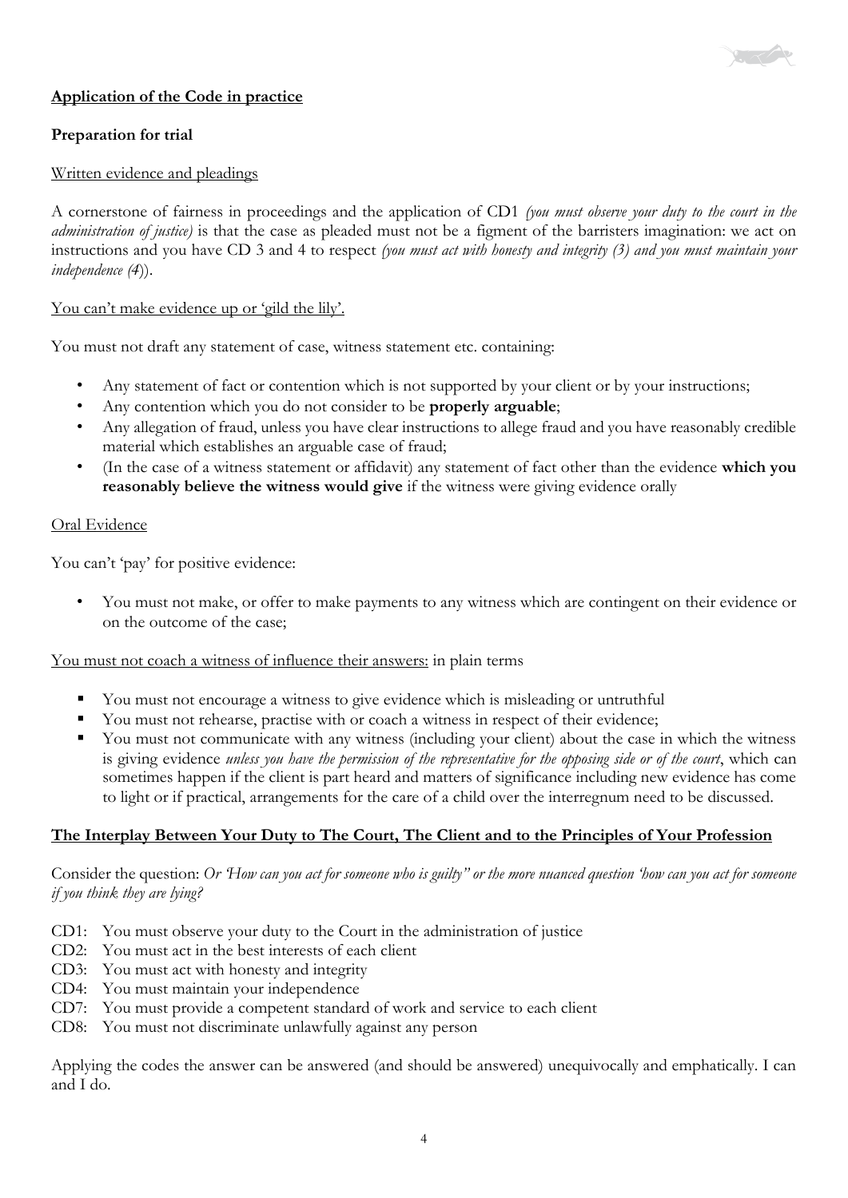**Application of the Code in practice**

**Preparation for trial**

Written evidence and pleadings

A cornerstone of fairness in proceedings and the application of CD1 *(you must observe your duty to the court in the administration of justice)* is that the case as pleaded must not be a figment of the barristers imagination: we act on instructions and you have CD 3 and 4 to respect *(you must act with honesty and integrity (3) and you must maintain your independence (4)*).

You can't make evidence up or 'gild the lily'.

You must not draft any statement of case, witness statement etc. containing:

- Any statement of fact or contention which is not supported by your client or by your instructions;
- Any contention which you do not consider to be **properly arguable**;
- Any allegation of fraud, unless you have clear instructions to allege fraud and you have reasonably credible material which establishes an arguable case of fraud;
- (In the case of a witness statement or affidavit) any statement of fact other than the evidence **which you reasonably believe the witness would give** if the witness were giving evidence orally

Oral Evidence

You can't 'pay' for positive evidence:

- You must not make, or offer to make payments to any witness which are contingent on their evidence or on the outcome of the case;

You must not coach a witness of influence their answers: in plain terms

- You must not encourage a witness to give evidence which is misleading or untruthful
- You must not rehearse, practise with or coach a witness in respect of their evidence;
- You must not communicate with any witness (including your client) about the case in which the witness is giving evidence *unless you have the permission of the representative for the opposing side or of the court*, which can sometimes happen if the client is part heard and matters of significance including new evidence has come to light or if practical, arrangements for the care of a child over the interregnum need to be discussed.

**The Interplay Between Your Duty to The Court, The Client and to the Principles of Your Profession**

Consider the question: *Or 'How can you act for someone who is guilty" or the more nuanced question 'how can you act for someone if you think they are lying?*

CD1: You must observe your duty to the Court in the administration of justice
CD2: You must act in the best interests of each client
CD3: You must act with honesty and integrity
CD4: You must maintain your independence
CD7: You must provide a competent standard of work and service to each client
CD8: You must not discriminate unlawfully against any person

Applying the codes the answer can be answered (and should be answered) unequivocally and emphatically. I can and I do.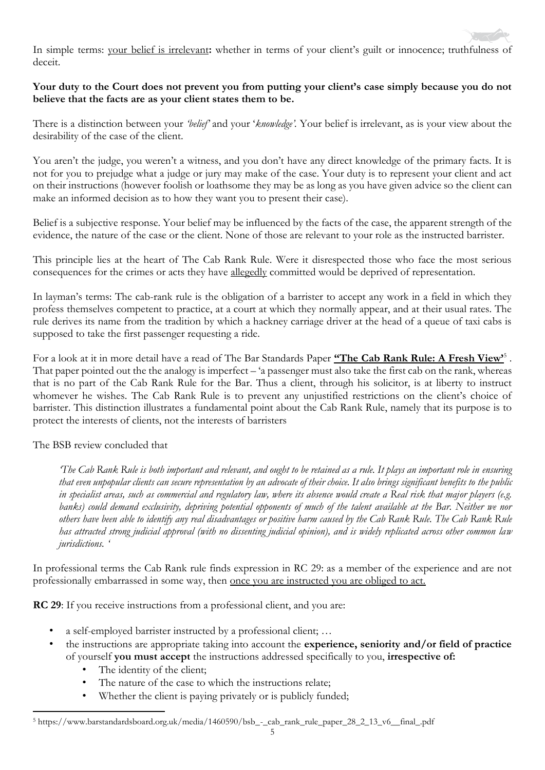In simple terms: <u>your belief is irrelevant</u>**:** whether in terms of your client's guilt or innocence; truthfulness of deceit.

**Your duty to the Court does not prevent you from putting your client's case simply because you do not believe that the facts are as your client states them to be.**

There is a distinction between your *'belief'* and your '*knowledge'*. Your belief is irrelevant, as is your view about the desirability of the case of the client.

You aren't the judge, you weren't a witness, and you don't have any direct knowledge of the primary facts. It is not for you to prejudge what a judge or jury may make of the case. Your duty is to represent your client and act on their instructions (however foolish or loathsome they may be as long as you have given advice so the client can make an informed decision as to how they want you to present their case).

Belief is a subjective response. Your belief may be influenced by the facts of the case, the apparent strength of the evidence, the nature of the case or the client. None of those are relevant to your role as the instructed barrister.

This principle lies at the heart of The Cab Rank Rule. Were it disrespected those who face the most serious consequences for the crimes or acts they have <u>allegedly</u> committed would be deprived of representation.

In layman's terms: The cab-rank rule is the obligation of a barrister to accept any work in a field in which they profess themselves competent to practice, at a court at which they normally appear, and at their usual rates. The rule derives its name from the tradition by which a hackney carriage driver at the head of a queue of taxi cabs is supposed to take the first passenger requesting a ride.

For a look at it in more detail have a read of The Bar Standards Paper **<u>"The Cab Rank Rule: A Fresh View"</u>**[5]. That paper pointed out the the analogy is imperfect – 'a passenger must also take the first cab on the rank, whereas that is no part of the Cab Rank Rule for the Bar. Thus a client, through his solicitor, is at liberty to instruct whomever he wishes. The Cab Rank Rule is to prevent any unjustified restrictions on the client's choice of barrister. This distinction illustrates a fundamental point about the Cab Rank Rule, namely that its purpose is to protect the interests of clients, not the interests of barristers

The BSB review concluded that

> *'The Cab Rank Rule is both important and relevant, and ought to be retained as a rule. It plays an important role in ensuring that even unpopular clients can secure representation by an advocate of their choice. It also brings significant benefits to the public in specialist areas, such as commercial and regulatory law, where its absence would create a Real risk that major players (e.g. banks) could demand exclusivity, depriving potential opponents of much of the talent available at the Bar. Neither we nor others have been able to identify any real disadvantages or positive harm caused by the Cab Rank Rule. The Cab Rank Rule has attracted strong judicial approval (with no dissenting judicial opinion), and is widely replicated across other common law jurisdictions. '*

In professional terms the Cab Rank rule finds expression in RC 29: as a member of the experience and are not professionally embarrassed in some way, then <u>once you are instructed you are obliged to act.</u>

**RC 29**: If you receive instructions from a professional client, and you are:

- a self-employed barrister instructed by a professional client; …
- the instructions are appropriate taking into account the **experience, seniority and/or field of practice** of yourself **you must accept** the instructions addressed specifically to you, **irrespective of:**
  - The identity of the client;
  - The nature of the case to which the instructions relate;
  - Whether the client is paying privately or is publicly funded;

[5] https://www.barstandardsboard.org.uk/media/1460590/bsb_-_cab_rank_rule_paper_28_2_13_v6__final_.pdf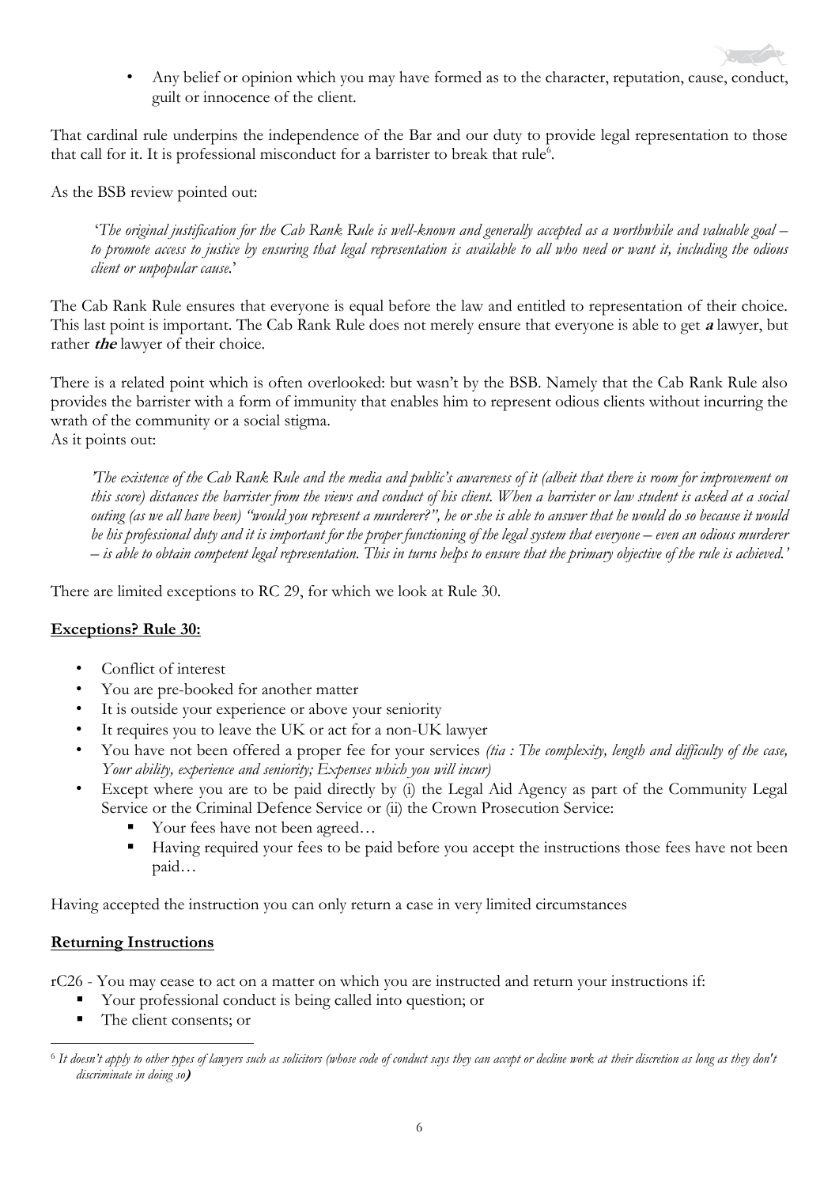- Any belief or opinion which you may have formed as to the character, reputation, cause, conduct, guilt or innocence of the client.

That cardinal rule underpins the independence of the Bar and our duty to provide legal representation to those that call for it. It is professional misconduct for a barrister to break that rule[6].

As the BSB review pointed out:

> *'The original justification for the Cab Rank Rule is well-known and generally accepted as a worthwhile and valuable goal – to promote access to justice by ensuring that legal representation is available to all who need or want it, including the odious client or unpopular cause.'*

The Cab Rank Rule ensures that everyone is equal before the law and entitled to representation of their choice. This last point is important. The Cab Rank Rule does not merely ensure that everyone is able to get ***a*** lawyer, but rather ***the*** lawyer of their choice.

There is a related point which is often overlooked: but wasn't by the BSB. Namely that the Cab Rank Rule also provides the barrister with a form of immunity that enables him to represent odious clients without incurring the wrath of the community or a social stigma.
As it points out:

> *'The existence of the Cab Rank Rule and the media and public's awareness of it (albeit that there is room for improvement on this score) distances the barrister from the views and conduct of his client. When a barrister or law student is asked at a social outing (as we all have been) "would you represent a murderer?", he or she is able to answer that he would do so because it would be his professional duty and it is important for the proper functioning of the legal system that everyone – even an odious murderer – is able to obtain competent legal representation. This in turns helps to ensure that the primary objective of the rule is achieved.'*

There are limited exceptions to RC 29, for which we look at Rule 30.

**Exceptions? Rule 30:**

- Conflict of interest
- You are pre-booked for another matter
- It is outside your experience or above your seniority
- It requires you to leave the UK or act for a non-UK lawyer
- You have not been offered a proper fee for your services *(tia : The complexity, length and difficulty of the case, Your ability, experience and seniority; Expenses which you will incur)*
- Except where you are to be paid directly by (i) the Legal Aid Agency as part of the Community Legal Service or the Criminal Defence Service or (ii) the Crown Prosecution Service:
  - Your fees have not been agreed…
  - Having required your fees to be paid before you accept the instructions those fees have not been paid…

Having accepted the instruction you can only return a case in very limited circumstances

**Returning Instructions**

rC26 - You may cease to act on a matter on which you are instructed and return your instructions if:

- Your professional conduct is being called into question; or
- The client consents; or

[6] *It doesn't apply to other types of lawyers such as solicitors (whose code of conduct says they can accept or decline work at their discretion as long as they don't discriminate in doing so)*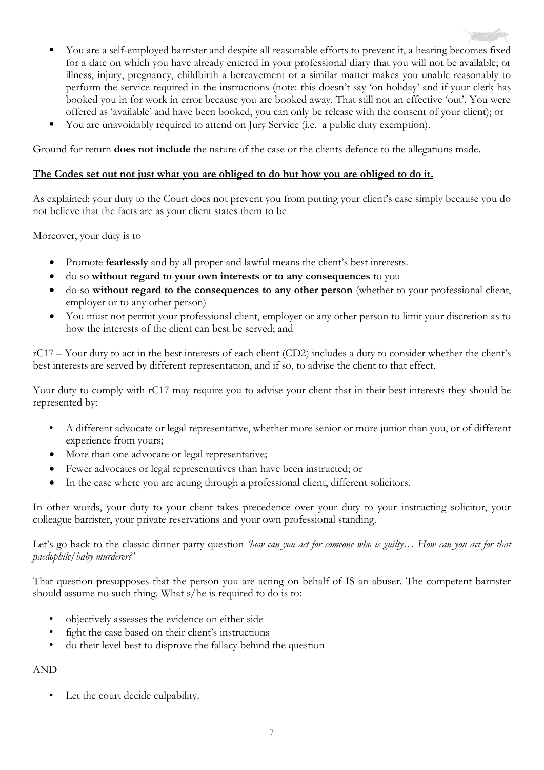- You are a self-employed barrister and despite all reasonable efforts to prevent it, a hearing becomes fixed for a date on which you have already entered in your professional diary that you will not be available; or illness, injury, pregnancy, childbirth a bereavement or a similar matter makes you unable reasonably to perform the service required in the instructions (note: this doesn't say 'on holiday' and if your clerk has booked you in for work in error because you are booked away. That still not an effective 'out'. You were offered as 'available' and have been booked, you can only be release with the consent of your client); or
- You are unavoidably required to attend on Jury Service (i.e. a public duty exemption).

Ground for return **does not include** the nature of the case or the clients defence to the allegations made.

**<u>The Codes set out not just what you are obliged to do but how you are obliged to do it.</u>**

As explained: your duty to the Court does not prevent you from putting your client's case simply because you do not believe that the facts are as your client states them to be

Moreover, your duty is to

- Promote **fearlessly** and by all proper and lawful means the client's best interests.
- do so **without regard to your own interests or to any consequences** to you
- do so **without regard to the consequences to any other person** (whether to your professional client, employer or to any other person)
- You must not permit your professional client, employer or any other person to limit your discretion as to how the interests of the client can best be served; and

rC17 – Your duty to act in the best interests of each client (CD2) includes a duty to consider whether the client's best interests are served by different representation, and if so, to advise the client to that effect.

Your duty to comply with rC17 may require you to advise your client that in their best interests they should be represented by:

- A different advocate or legal representative, whether more senior or more junior than you, or of different experience from yours;
- More than one advocate or legal representative;
- Fewer advocates or legal representatives than have been instructed; or
- In the case where you are acting through a professional client, different solicitors.

In other words, your duty to your client takes precedence over your duty to your instructing solicitor, your colleague barrister, your private reservations and your own professional standing.

Let's go back to the classic dinner party question *'how can you act for someone who is guilty… How can you act for that paedophile/baby murderer?'*

That question presupposes that the person you are acting on behalf of IS an abuser. The competent barrister should assume no such thing. What s/he is required to do is to:

- objectively assesses the evidence on either side
- fight the case based on their client's instructions
- do their level best to disprove the fallacy behind the question

AND

- Let the court decide culpability.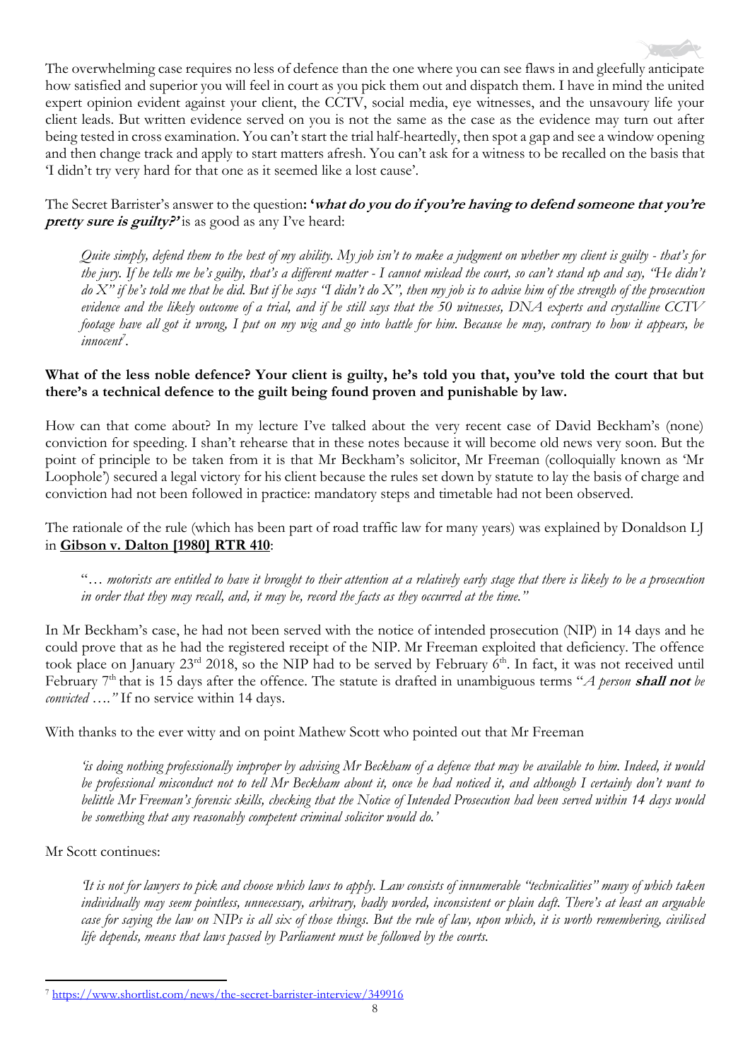The overwhelming case requires no less of defence than the one where you can see flaws in and gleefully anticipate how satisfied and superior you will feel in court as you pick them out and dispatch them. I have in mind the united expert opinion evident against your client, the CCTV, social media, eye witnesses, and the unsavoury life your client leads. But written evidence served on you is not the same as the case as the evidence may turn out after being tested in cross examination. You can't start the trial half-heartedly, then spot a gap and see a window opening and then change track and apply to start matters afresh. You can't ask for a witness to be recalled on the basis that 'I didn't try very hard for that one as it seemed like a lost cause'.

The Secret Barrister's answer to the question**: '*what do you do if you're having to defend someone that you're pretty sure is guilty?'*** is as good as any I've heard:

> *Quite simply, defend them to the best of my ability. My job isn't to make a judgment on whether my client is guilty - that's for the jury. If he tells me he's guilty, that's a different matter - I cannot mislead the court, so can't stand up and say, "He didn't do X" if he's told me that he did. But if he says "I didn't do X", then my job is to advise him of the strength of the prosecution evidence and the likely outcome of a trial, and if he still says that the 50 witnesses, DNA experts and crystalline CCTV footage have all got it wrong, I put on my wig and go into battle for him. Because he may, contrary to how it appears, be innocent*[7].

**What of the less noble defence? Your client is guilty, he's told you that, you've told the court that but there's a technical defence to the guilt being found proven and punishable by law.**

How can that come about? In my lecture I've talked about the very recent case of David Beckham's (none) conviction for speeding. I shan't rehearse that in these notes because it will become old news very soon. But the point of principle to be taken from it is that Mr Beckham's solicitor, Mr Freeman (colloquially known as 'Mr Loophole') secured a legal victory for his client because the rules set down by statute to lay the basis of charge and conviction had not been followed in practice: mandatory steps and timetable had not been observed.

The rationale of the rule (which has been part of road traffic law for many years) was explained by Donaldson LJ in **Gibson v. Dalton [1980] RTR 410**:

> "… *motorists are entitled to have it brought to their attention at a relatively early stage that there is likely to be a prosecution in order that they may recall, and, it may be, record the facts as they occurred at the time."*

In Mr Beckham's case, he had not been served with the notice of intended prosecution (NIP) in 14 days and he could prove that as he had the registered receipt of the NIP. Mr Freeman exploited that deficiency. The offence took place on January 23rd 2018, so the NIP had to be served by February 6th. In fact, it was not received until February 7th that is 15 days after the offence. The statute is drafted in unambiguous terms "*A person **shall not** be convicted ….*" If no service within 14 days.

With thanks to the ever witty and on point Mathew Scott who pointed out that Mr Freeman

> *'is doing nothing professionally improper by advising Mr Beckham of a defence that may be available to him. Indeed, it would be professional misconduct not to tell Mr Beckham about it, once he had noticed it, and although I certainly don't want to belittle Mr Freeman's forensic skills, checking that the Notice of Intended Prosecution had been served within 14 days would be something that any reasonably competent criminal solicitor would do.'*

Mr Scott continues:

> *'It is not for lawyers to pick and choose which laws to apply. Law consists of innumerable "technicalities" many of which taken individually may seem pointless, unnecessary, arbitrary, badly worded, inconsistent or plain daft. There's at least an arguable case for saying the law on NIPs is all six of those things. But the rule of law, upon which, it is worth remembering, civilised life depends, means that laws passed by Parliament must be followed by the courts.*

---

[7] https://www.shortlist.com/news/the-secret-barrister-interview/349916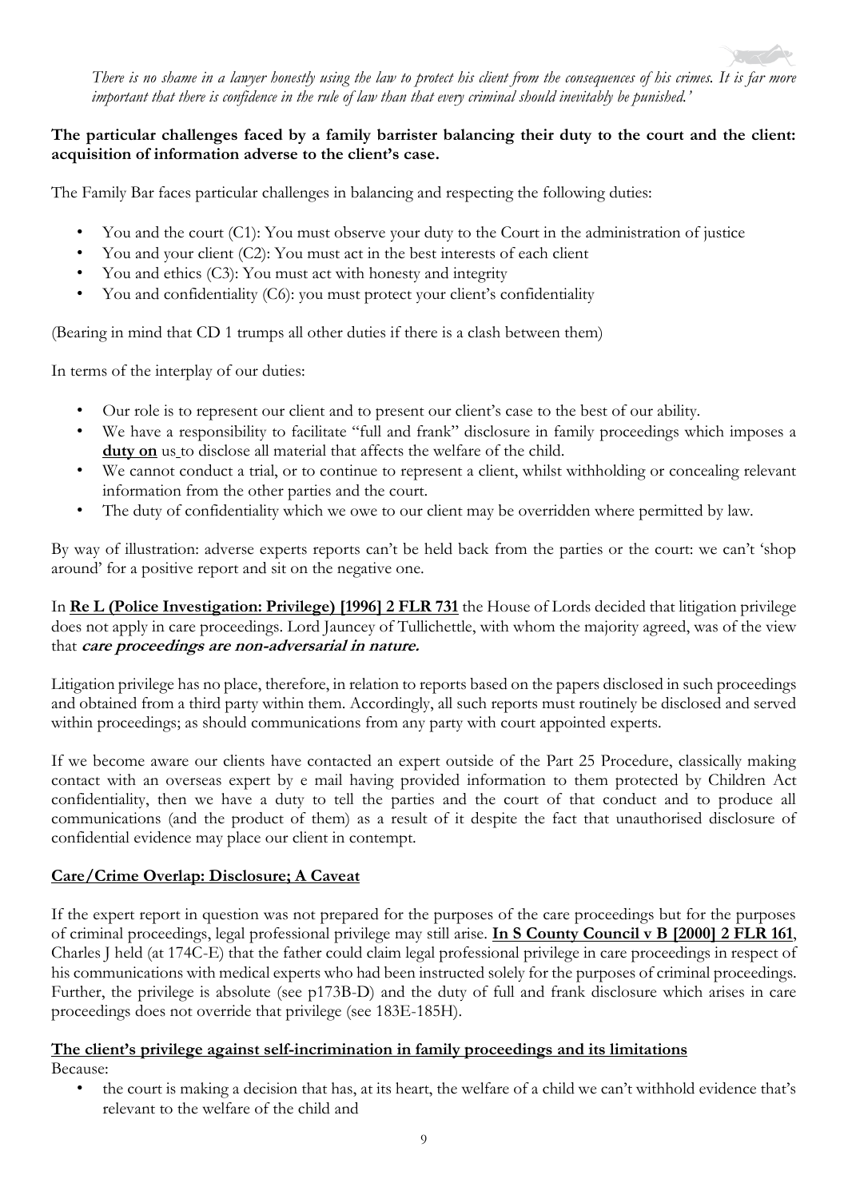*There is no shame in a lawyer honestly using the law to protect his client from the consequences of his crimes. It is far more important that there is confidence in the rule of law than that every criminal should inevitably be punished.'*

**The particular challenges faced by a family barrister balancing their duty to the court and the client: acquisition of information adverse to the client's case.**

The Family Bar faces particular challenges in balancing and respecting the following duties:

- You and the court (C1): You must observe your duty to the Court in the administration of justice
- You and your client (C2): You must act in the best interests of each client
- You and ethics (C3): You must act with honesty and integrity
- You and confidentiality (C6): you must protect your client's confidentiality

(Bearing in mind that CD 1 trumps all other duties if there is a clash between them)

In terms of the interplay of our duties:

- Our role is to represent our client and to present our client's case to the best of our ability.
- We have a responsibility to facilitate "full and frank" disclosure in family proceedings which imposes a <u>**duty on**</u> us to disclose all material that affects the welfare of the child.
- We cannot conduct a trial, or to continue to represent a client, whilst withholding or concealing relevant information from the other parties and the court.
- The duty of confidentiality which we owe to our client may be overridden where permitted by law.

By way of illustration: adverse experts reports can't be held back from the parties or the court: we can't 'shop around' for a positive report and sit on the negative one.

In <u>**Re L (Police Investigation: Privilege) [1996] 2 FLR 731**</u> the House of Lords decided that litigation privilege does not apply in care proceedings. Lord Jauncey of Tullichettle, with whom the majority agreed, was of the view that ***care proceedings are non-adversarial in nature.***

Litigation privilege has no place, therefore, in relation to reports based on the papers disclosed in such proceedings and obtained from a third party within them. Accordingly, all such reports must routinely be disclosed and served within proceedings; as should communications from any party with court appointed experts.

If we become aware our clients have contacted an expert outside of the Part 25 Procedure, classically making contact with an overseas expert by e mail having provided information to them protected by Children Act confidentiality, then we have a duty to tell the parties and the court of that conduct and to produce all communications (and the product of them) as a result of it despite the fact that unauthorised disclosure of confidential evidence may place our client in contempt.

<u>**Care/Crime Overlap: Disclosure; A Caveat**</u>

If the expert report in question was not prepared for the purposes of the care proceedings but for the purposes of criminal proceedings, legal professional privilege may still arise. <u>**In S County Council v B [2000] 2 FLR 161**</u>, Charles J held (at 174C-E) that the father could claim legal professional privilege in care proceedings in respect of his communications with medical experts who had been instructed solely for the purposes of criminal proceedings. Further, the privilege is absolute (see p173B-D) and the duty of full and frank disclosure which arises in care proceedings does not override that privilege (see 183E-185H).

<u>**The client's privilege against self-incrimination in family proceedings and its limitations**</u>

Because:

- the court is making a decision that has, at its heart, the welfare of a child we can't withhold evidence that's relevant to the welfare of the child and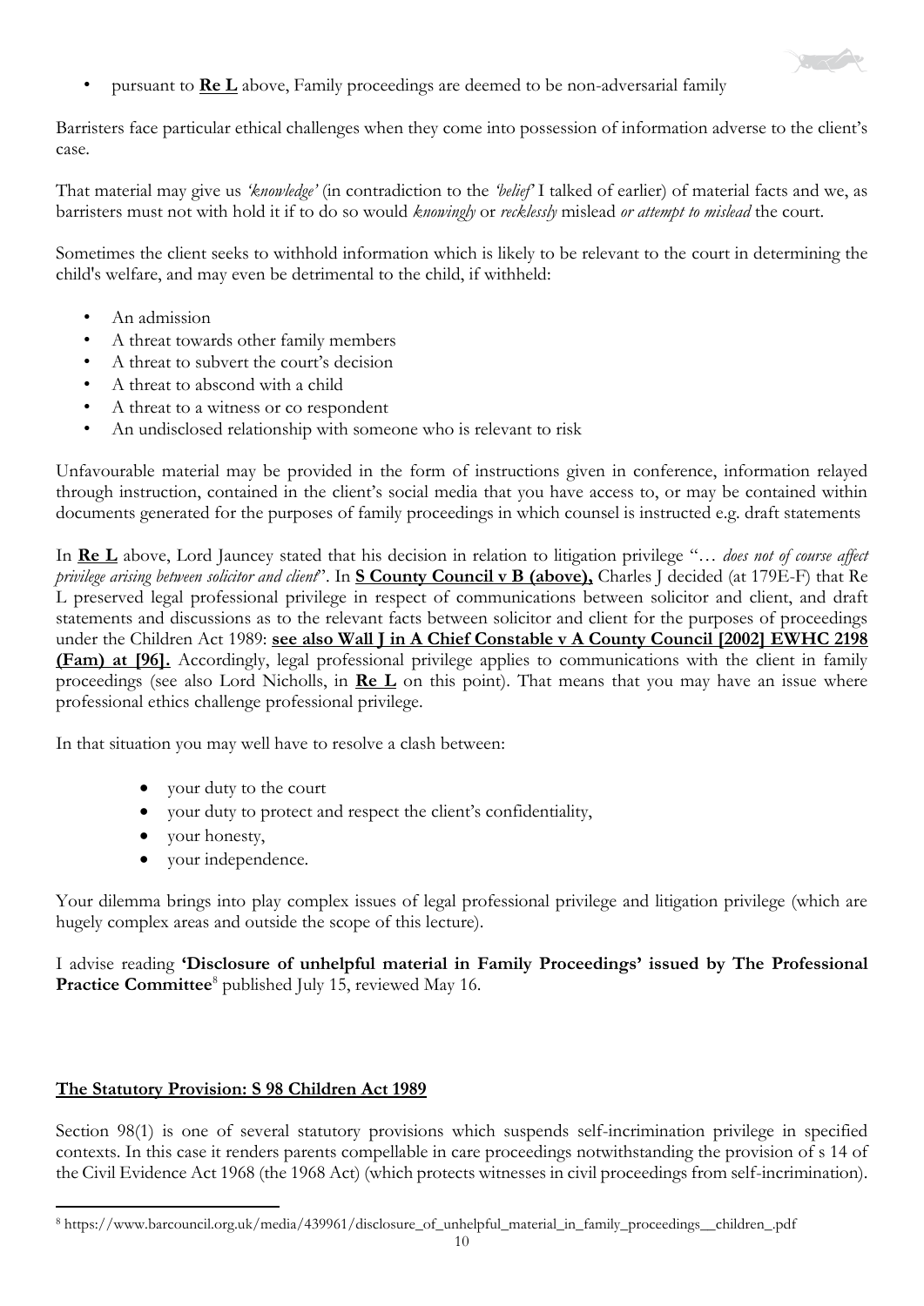- pursuant to **Re L** above, Family proceedings are deemed to be non-adversarial family

Barristers face particular ethical challenges when they come into possession of information adverse to the client's case.

That material may give us *'knowledge'* (in contradiction to the *'belief'* I talked of earlier) of material facts and we, as barristers must not with hold it if to do so would *knowingly* or *recklessly* mislead *or attempt to mislead* the court.

Sometimes the client seeks to withhold information which is likely to be relevant to the court in determining the child's welfare, and may even be detrimental to the child, if withheld:

- An admission
- A threat towards other family members
- A threat to subvert the court's decision
- A threat to abscond with a child
- A threat to a witness or co respondent
- An undisclosed relationship with someone who is relevant to risk

Unfavourable material may be provided in the form of instructions given in conference, information relayed through instruction, contained in the client's social media that you have access to, or may be contained within documents generated for the purposes of family proceedings in which counsel is instructed e.g. draft statements

In **Re L** above, Lord Jauncey stated that his decision in relation to litigation privilege "… *does not of course affect privilege arising between solicitor and client*". In **S County Council v B (above),** Charles J decided (at 179E-F) that Re L preserved legal professional privilege in respect of communications between solicitor and client, and draft statements and discussions as to the relevant facts between solicitor and client for the purposes of proceedings under the Children Act 1989: **see also Wall J in A Chief Constable v A County Council [2002] EWHC 2198 (Fam) at [96].** Accordingly, legal professional privilege applies to communications with the client in family proceedings (see also Lord Nicholls, in **Re L** on this point). That means that you may have an issue where professional ethics challenge professional privilege.

In that situation you may well have to resolve a clash between:

- your duty to the court
- your duty to protect and respect the client's confidentiality,
- your honesty,
- your independence.

Your dilemma brings into play complex issues of legal professional privilege and litigation privilege (which are hugely complex areas and outside the scope of this lecture).

I advise reading **'Disclosure of unhelpful material in Family Proceedings' issued by The Professional Practice Committee**[8] published July 15, reviewed May 16.

## The Statutory Provision: S 98 Children Act 1989

Section 98(1) is one of several statutory provisions which suspends self-incrimination privilege in specified contexts. In this case it renders parents compellable in care proceedings notwithstanding the provision of s 14 of the Civil Evidence Act 1968 (the 1968 Act) (which protects witnesses in civil proceedings from self-incrimination).

---

[8] https://www.barcouncil.org.uk/media/439961/disclosure_of_unhelpful_material_in_family_proceedings__children_.pdf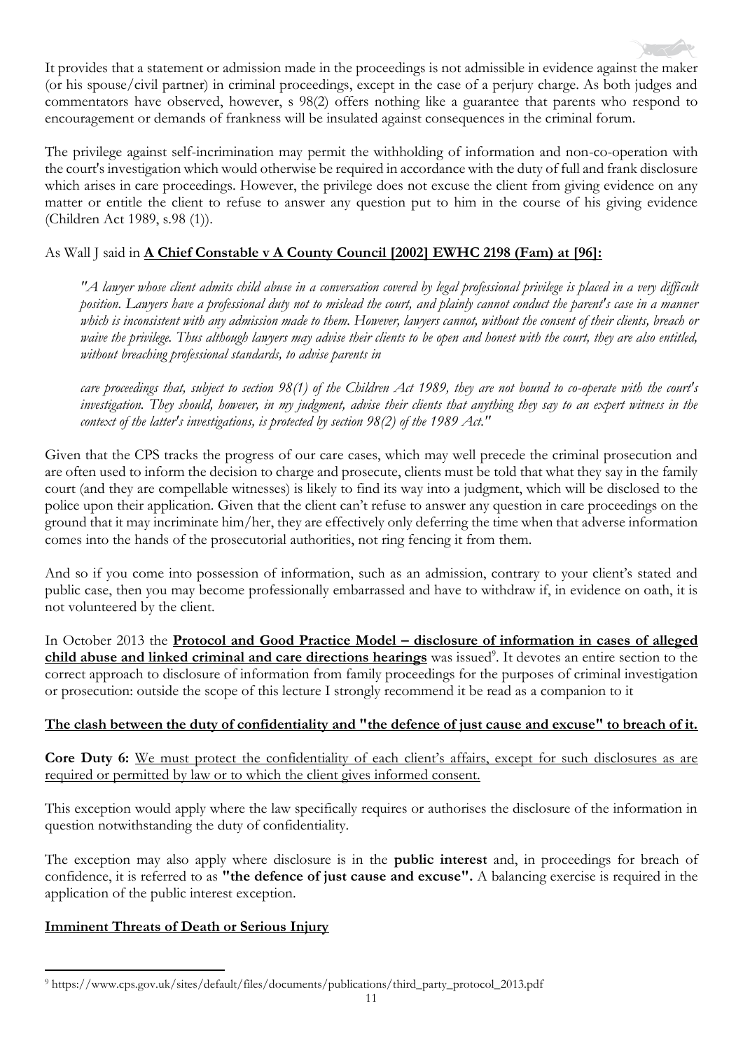It provides that a statement or admission made in the proceedings is not admissible in evidence against the maker (or his spouse/civil partner) in criminal proceedings, except in the case of a perjury charge. As both judges and commentators have observed, however, s 98(2) offers nothing like a guarantee that parents who respond to encouragement or demands of frankness will be insulated against consequences in the criminal forum.

The privilege against self-incrimination may permit the withholding of information and non-co-operation with the court's investigation which would otherwise be required in accordance with the duty of full and frank disclosure which arises in care proceedings. However, the privilege does not excuse the client from giving evidence on any matter or entitle the client to refuse to answer any question put to him in the course of his giving evidence (Children Act 1989, s.98 (1)).

As Wall J said in **A Chief Constable v A County Council [2002] EWHC 2198 (Fam) at [96]:**

> *"A lawyer whose client admits child abuse in a conversation covered by legal professional privilege is placed in a very difficult position. Lawyers have a professional duty not to mislead the court, and plainly cannot conduct the parent's case in a manner which is inconsistent with any admission made to them. However, lawyers cannot, without the consent of their clients, breach or waive the privilege. Thus although lawyers may advise their clients to be open and honest with the court, they are also entitled, without breaching professional standards, to advise parents in*
>
> *care proceedings that, subject to section 98(1) of the Children Act 1989, they are not bound to co-operate with the court's investigation. They should, however, in my judgment, advise their clients that anything they say to an expert witness in the context of the latter's investigations, is protected by section 98(2) of the 1989 Act."*

Given that the CPS tracks the progress of our care cases, which may well precede the criminal prosecution and are often used to inform the decision to charge and prosecute, clients must be told that what they say in the family court (and they are compellable witnesses) is likely to find its way into a judgment, which will be disclosed to the police upon their application. Given that the client can't refuse to answer any question in care proceedings on the ground that it may incriminate him/her, they are effectively only deferring the time when that adverse information comes into the hands of the prosecutorial authorities, not ring fencing it from them.

And so if you come into possession of information, such as an admission, contrary to your client's stated and public case, then you may become professionally embarrassed and have to withdraw if, in evidence on oath, it is not volunteered by the client.

In October 2013 the **Protocol and Good Practice Model – disclosure of information in cases of alleged child abuse and linked criminal and care directions hearings** was issued[9]. It devotes an entire section to the correct approach to disclosure of information from family proceedings for the purposes of criminal investigation or prosecution: outside the scope of this lecture I strongly recommend it be read as a companion to it

**The clash between the duty of confidentiality and "the defence of just cause and excuse" to breach of it.**

**Core Duty 6:** We must protect the confidentiality of each client's affairs, except for such disclosures as are required or permitted by law or to which the client gives informed consent.

This exception would apply where the law specifically requires or authorises the disclosure of the information in question notwithstanding the duty of confidentiality.

The exception may also apply where disclosure is in the **public interest** and, in proceedings for breach of confidence, it is referred to as **"the defence of just cause and excuse".** A balancing exercise is required in the application of the public interest exception.

**Imminent Threats of Death or Serious Injury**

[9] https://www.cps.gov.uk/sites/default/files/documents/publications/third_party_protocol_2013.pdf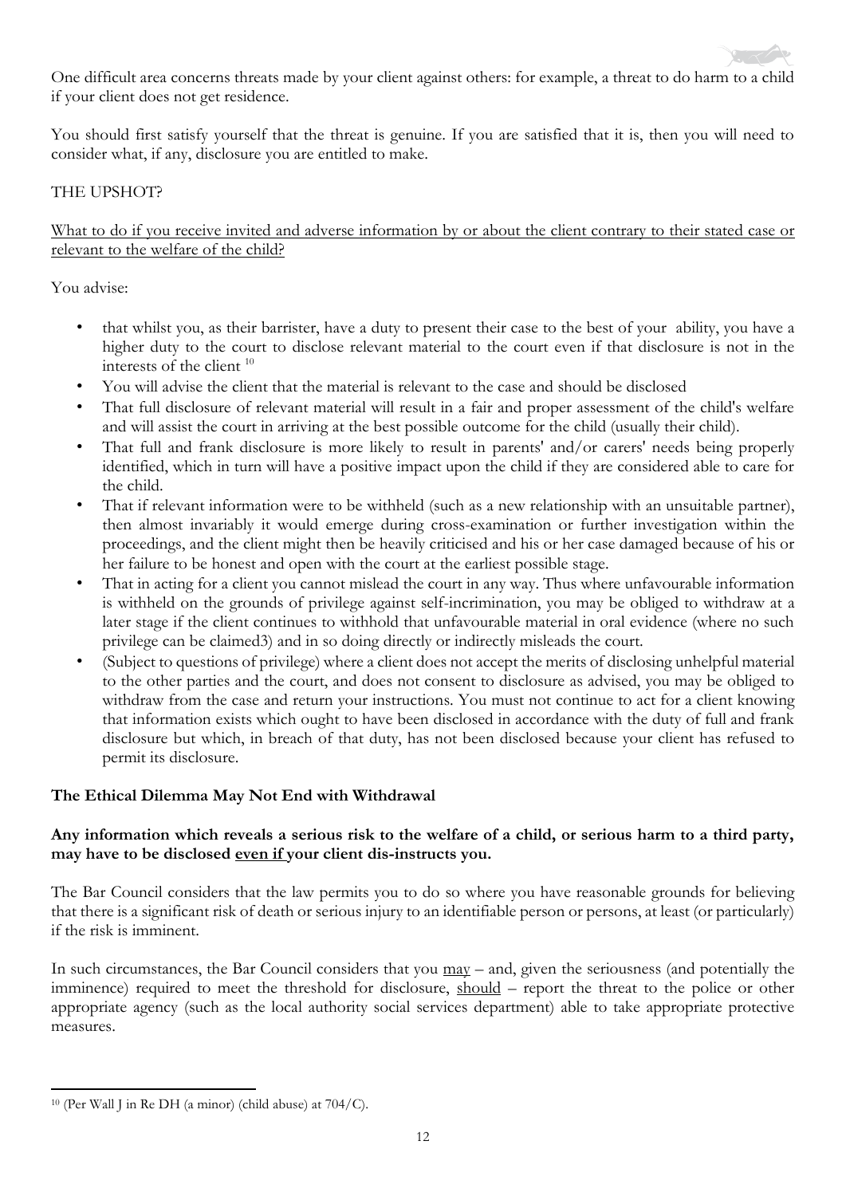One difficult area concerns threats made by your client against others: for example, a threat to do harm to a child if your client does not get residence.

You should first satisfy yourself that the threat is genuine. If you are satisfied that it is, then you will need to consider what, if any, disclosure you are entitled to make.

THE UPSHOT?

<u>What to do if you receive invited and adverse information by or about the client contrary to their stated case or relevant to the welfare of the child?</u>

You advise:

- that whilst you, as their barrister, have a duty to present their case to the best of your ability, you have a higher duty to the court to disclose relevant material to the court even if that disclosure is not in the interests of the client [10]
- You will advise the client that the material is relevant to the case and should be disclosed
- That full disclosure of relevant material will result in a fair and proper assessment of the child's welfare and will assist the court in arriving at the best possible outcome for the child (usually their child).
- That full and frank disclosure is more likely to result in parents' and/or carers' needs being properly identified, which in turn will have a positive impact upon the child if they are considered able to care for the child.
- That if relevant information were to be withheld (such as a new relationship with an unsuitable partner), then almost invariably it would emerge during cross-examination or further investigation within the proceedings, and the client might then be heavily criticised and his or her case damaged because of his or her failure to be honest and open with the court at the earliest possible stage.
- That in acting for a client you cannot mislead the court in any way. Thus where unfavourable information is withheld on the grounds of privilege against self-incrimination, you may be obliged to withdraw at a later stage if the client continues to withhold that unfavourable material in oral evidence (where no such privilege can be claimed3) and in so doing directly or indirectly misleads the court.
- (Subject to questions of privilege) where a client does not accept the merits of disclosing unhelpful material to the other parties and the court, and does not consent to disclosure as advised, you may be obliged to withdraw from the case and return your instructions. You must not continue to act for a client knowing that information exists which ought to have been disclosed in accordance with the duty of full and frank disclosure but which, in breach of that duty, has not been disclosed because your client has refused to permit its disclosure.

**The Ethical Dilemma May Not End with Withdrawal**

**Any information which reveals a serious risk to the welfare of a child, or serious harm to a third party, may have to be disclosed <u>even if</u> your client dis-instructs you.**

The Bar Council considers that the law permits you to do so where you have reasonable grounds for believing that there is a significant risk of death or serious injury to an identifiable person or persons, at least (or particularly) if the risk is imminent.

In such circumstances, the Bar Council considers that you <u>may</u> – and, given the seriousness (and potentially the imminence) required to meet the threshold for disclosure, <u>should</u> – report the threat to the police or other appropriate agency (such as the local authority social services department) able to take appropriate protective measures.

---

[10] (Per Wall J in Re DH (a minor) (child abuse) at 704/C).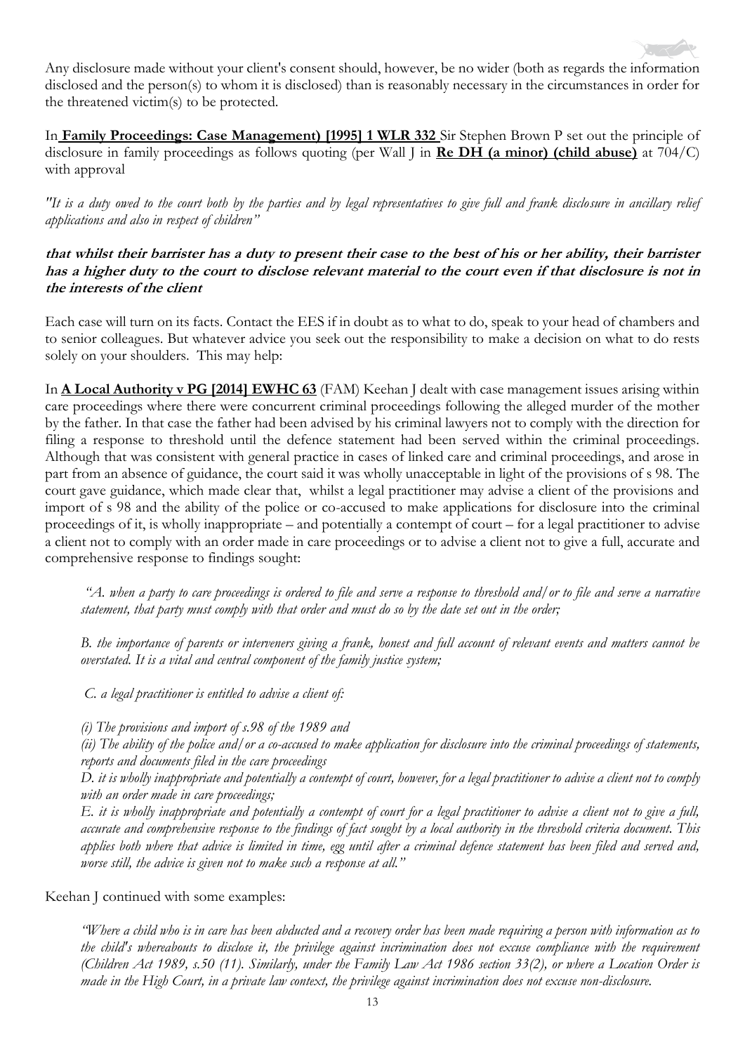Any disclosure made without your client's consent should, however, be no wider (both as regards the information disclosed and the person(s) to whom it is disclosed) than is reasonably necessary in the circumstances in order for the threatened victim(s) to be protected.

In **Family Proceedings: Case Management) [1995] 1 WLR 332** Sir Stephen Brown P set out the principle of disclosure in family proceedings as follows quoting (per Wall J in **Re DH (a minor) (child abuse)** at 704/C) with approval

*"It is a duty owed to the court both by the parties and by legal representatives to give full and frank disclosure in ancillary relief applications and also in respect of children"*

***that whilst their barrister has a duty to present their case to the best of his or her ability, their barrister has a higher duty to the court to disclose relevant material to the court even if that disclosure is not in the interests of the client***

Each case will turn on its facts. Contact the EES if in doubt as to what to do, speak to your head of chambers and to senior colleagues. But whatever advice you seek out the responsibility to make a decision on what to do rests solely on your shoulders. This may help:

In **A Local Authority v PG [2014] EWHC 63** (FAM) Keehan J dealt with case management issues arising within care proceedings where there were concurrent criminal proceedings following the alleged murder of the mother by the father. In that case the father had been advised by his criminal lawyers not to comply with the direction for filing a response to threshold until the defence statement had been served within the criminal proceedings. Although that was consistent with general practice in cases of linked care and criminal proceedings, and arose in part from an absence of guidance, the court said it was wholly unacceptable in light of the provisions of s 98. The court gave guidance, which made clear that, whilst a legal practitioner may advise a client of the provisions and import of s 98 and the ability of the police or co-accused to make applications for disclosure into the criminal proceedings of it, is wholly inappropriate – and potentially a contempt of court – for a legal practitioner to advise a client not to comply with an order made in care proceedings or to advise a client not to give a full, accurate and comprehensive response to findings sought:

> *"A. when a party to care proceedings is ordered to file and serve a response to threshold and/or to file and serve a narrative statement, that party must comply with that order and must do so by the date set out in the order;*
>
> *B. the importance of parents or interveners giving a frank, honest and full account of relevant events and matters cannot be overstated. It is a vital and central component of the family justice system;*
>
> *C. a legal practitioner is entitled to advise a client of:*
>
> *(i) The provisions and import of s.98 of the 1989 and*
> *(ii) The ability of the police and/or a co-accused to make application for disclosure into the criminal proceedings of statements, reports and documents filed in the care proceedings*
> *D. it is wholly inappropriate and potentially a contempt of court, however, for a legal practitioner to advise a client not to comply with an order made in care proceedings;*
> *E. it is wholly inappropriate and potentially a contempt of court for a legal practitioner to advise a client not to give a full, accurate and comprehensive response to the findings of fact sought by a local authority in the threshold criteria document. This applies both where that advice is limited in time, egg until after a criminal defence statement has been filed and served and, worse still, the advice is given not to make such a response at all."*

Keehan J continued with some examples:

> *"Where a child who is in care has been abducted and a recovery order has been made requiring a person with information as to the child's whereabouts to disclose it, the privilege against incrimination does not excuse compliance with the requirement (Children Act 1989, s.50 (11). Similarly, under the Family Law Act 1986 section 33(2), or where a Location Order is made in the High Court, in a private law context, the privilege against incrimination does not excuse non-disclosure.*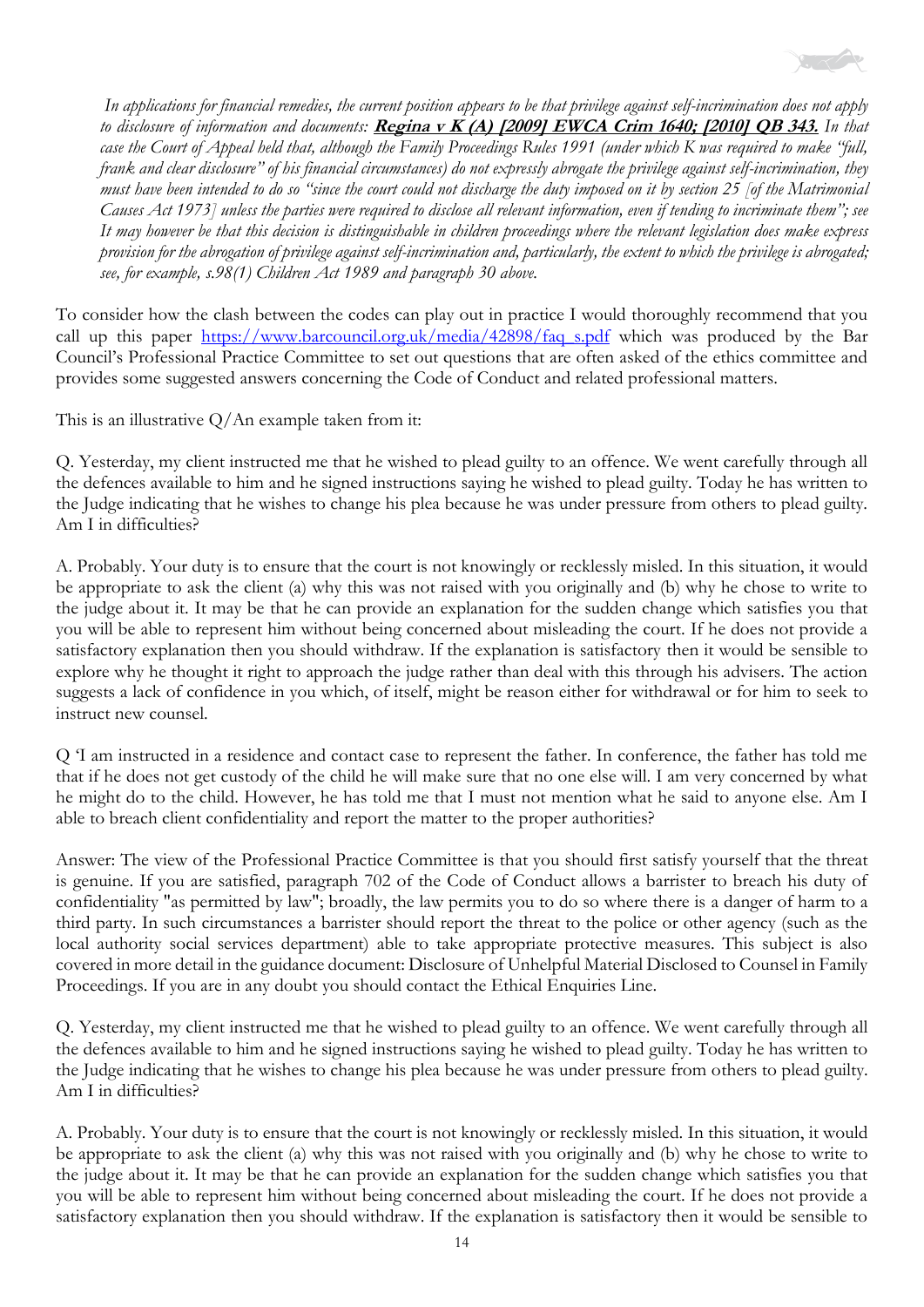*In applications for financial remedies, the current position appears to be that privilege against self-incrimination does not apply to disclosure of information and documents:* [***Regina v K (A) [2009] EWCA Crim 1640; [2010] QB 343.***]() *In that case the Court of Appeal held that, although the Family Proceedings Rules 1991 (under which K was required to make "full, frank and clear disclosure" of his financial circumstances) do not expressly abrogate the privilege against self-incrimination, they must have been intended to do so "since the court could not discharge the duty imposed on it by section 25 [of the Matrimonial Causes Act 1973] unless the parties were required to disclose all relevant information, even if tending to incriminate them"; see It may however be that this decision is distinguishable in children proceedings where the relevant legislation does make express provision for the abrogation of privilege against self-incrimination and, particularly, the extent to which the privilege is abrogated; see, for example, s.98(1) Children Act 1989 and paragraph 30 above.*

To consider how the clash between the codes can play out in practice I would thoroughly recommend that you call up this paper https://www.barcouncil.org.uk/media/42898/faq_s.pdf which was produced by the Bar Council's Professional Practice Committee to set out questions that are often asked of the ethics committee and provides some suggested answers concerning the Code of Conduct and related professional matters.

This is an illustrative Q/An example taken from it:

Q. Yesterday, my client instructed me that he wished to plead guilty to an offence. We went carefully through all the defences available to him and he signed instructions saying he wished to plead guilty. Today he has written to the Judge indicating that he wishes to change his plea because he was under pressure from others to plead guilty. Am I in difficulties?

A. Probably. Your duty is to ensure that the court is not knowingly or recklessly misled. In this situation, it would be appropriate to ask the client (a) why this was not raised with you originally and (b) why he chose to write to the judge about it. It may be that he can provide an explanation for the sudden change which satisfies you that you will be able to represent him without being concerned about misleading the court. If he does not provide a satisfactory explanation then you should withdraw. If the explanation is satisfactory then it would be sensible to explore why he thought it right to approach the judge rather than deal with this through his advisers. The action suggests a lack of confidence in you which, of itself, might be reason either for withdrawal or for him to seek to instruct new counsel.

Q 'I am instructed in a residence and contact case to represent the father. In conference, the father has told me that if he does not get custody of the child he will make sure that no one else will. I am very concerned by what he might do to the child. However, he has told me that I must not mention what he said to anyone else. Am I able to breach client confidentiality and report the matter to the proper authorities?

Answer: The view of the Professional Practice Committee is that you should first satisfy yourself that the threat is genuine. If you are satisfied, paragraph 702 of the Code of Conduct allows a barrister to breach his duty of confidentiality "as permitted by law"; broadly, the law permits you to do so where there is a danger of harm to a third party. In such circumstances a barrister should report the threat to the police or other agency (such as the local authority social services department) able to take appropriate protective measures. This subject is also covered in more detail in the guidance document: Disclosure of Unhelpful Material Disclosed to Counsel in Family Proceedings. If you are in any doubt you should contact the Ethical Enquiries Line.

Q. Yesterday, my client instructed me that he wished to plead guilty to an offence. We went carefully through all the defences available to him and he signed instructions saying he wished to plead guilty. Today he has written to the Judge indicating that he wishes to change his plea because he was under pressure from others to plead guilty. Am I in difficulties?

A. Probably. Your duty is to ensure that the court is not knowingly or recklessly misled. In this situation, it would be appropriate to ask the client (a) why this was not raised with you originally and (b) why he chose to write to the judge about it. It may be that he can provide an explanation for the sudden change which satisfies you that you will be able to represent him without being concerned about misleading the court. If he does not provide a satisfactory explanation then you should withdraw. If the explanation is satisfactory then it would be sensible to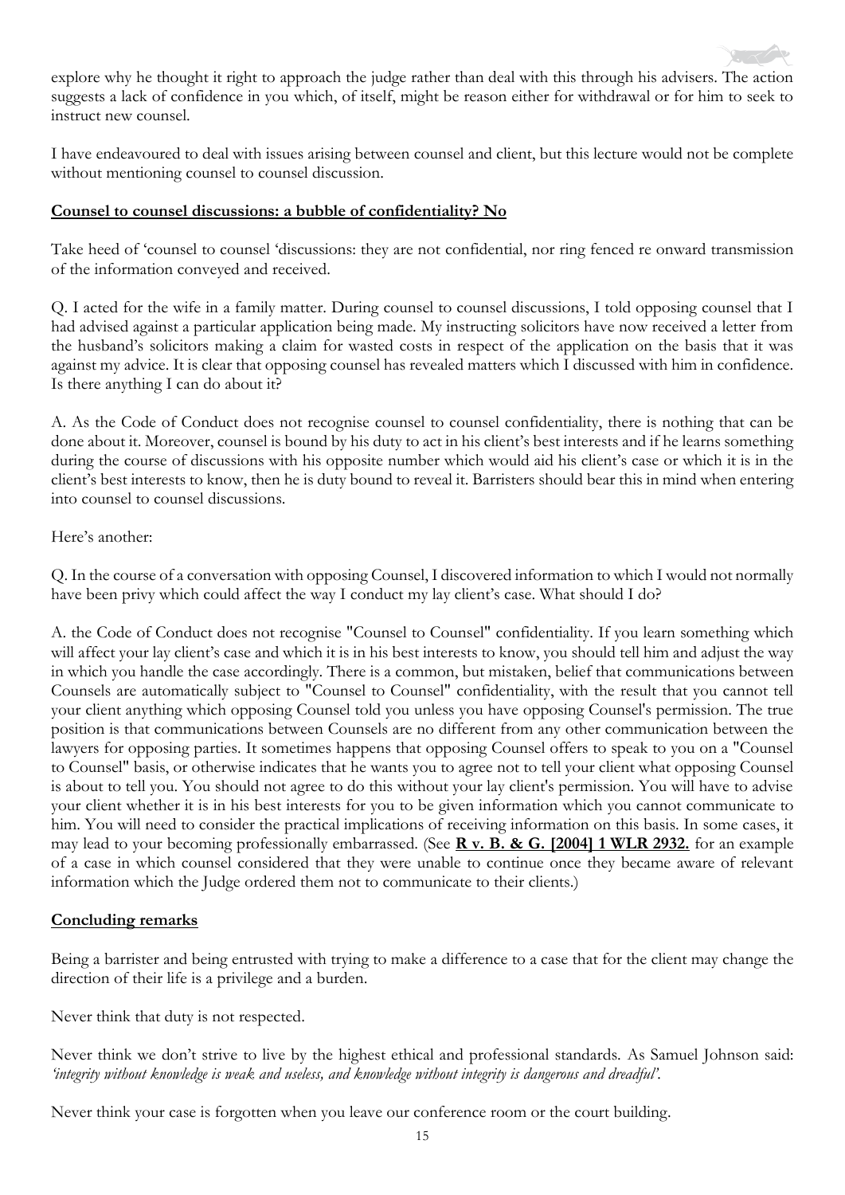explore why he thought it right to approach the judge rather than deal with this through his advisers. The action suggests a lack of confidence in you which, of itself, might be reason either for withdrawal or for him to seek to instruct new counsel.

I have endeavoured to deal with issues arising between counsel and client, but this lecture would not be complete without mentioning counsel to counsel discussion.

**Counsel to counsel discussions: a bubble of confidentiality? No**

Take heed of 'counsel to counsel 'discussions: they are not confidential, nor ring fenced re onward transmission of the information conveyed and received.

Q. I acted for the wife in a family matter. During counsel to counsel discussions, I told opposing counsel that I had advised against a particular application being made. My instructing solicitors have now received a letter from the husband's solicitors making a claim for wasted costs in respect of the application on the basis that it was against my advice. It is clear that opposing counsel has revealed matters which I discussed with him in confidence. Is there anything I can do about it?

A. As the Code of Conduct does not recognise counsel to counsel confidentiality, there is nothing that can be done about it. Moreover, counsel is bound by his duty to act in his client's best interests and if he learns something during the course of discussions with his opposite number which would aid his client's case or which it is in the client's best interests to know, then he is duty bound to reveal it. Barristers should bear this in mind when entering into counsel to counsel discussions.

Here's another:

Q. In the course of a conversation with opposing Counsel, I discovered information to which I would not normally have been privy which could affect the way I conduct my lay client's case. What should I do?

A. the Code of Conduct does not recognise "Counsel to Counsel" confidentiality. If you learn something which will affect your lay client's case and which it is in his best interests to know, you should tell him and adjust the way in which you handle the case accordingly. There is a common, but mistaken, belief that communications between Counsels are automatically subject to "Counsel to Counsel" confidentiality, with the result that you cannot tell your client anything which opposing Counsel told you unless you have opposing Counsel's permission. The true position is that communications between Counsels are no different from any other communication between the lawyers for opposing parties. It sometimes happens that opposing Counsel offers to speak to you on a "Counsel to Counsel" basis, or otherwise indicates that he wants you to agree not to tell your client what opposing Counsel is about to tell you. You should not agree to do this without your lay client's permission. You will have to advise your client whether it is in his best interests for you to be given information which you cannot communicate to him. You will need to consider the practical implications of receiving information on this basis. In some cases, it may lead to your becoming professionally embarrassed. (See **R v. B. & G. [2004] 1 WLR 2932.** for an example of a case in which counsel considered that they were unable to continue once they became aware of relevant information which the Judge ordered them not to communicate to their clients.)

**Concluding remarks**

Being a barrister and being entrusted with trying to make a difference to a case that for the client may change the direction of their life is a privilege and a burden.

Never think that duty is not respected.

Never think we don't strive to live by the highest ethical and professional standards. As Samuel Johnson said: *'integrity without knowledge is weak and useless, and knowledge without integrity is dangerous and dreadful'*.

Never think your case is forgotten when you leave our conference room or the court building.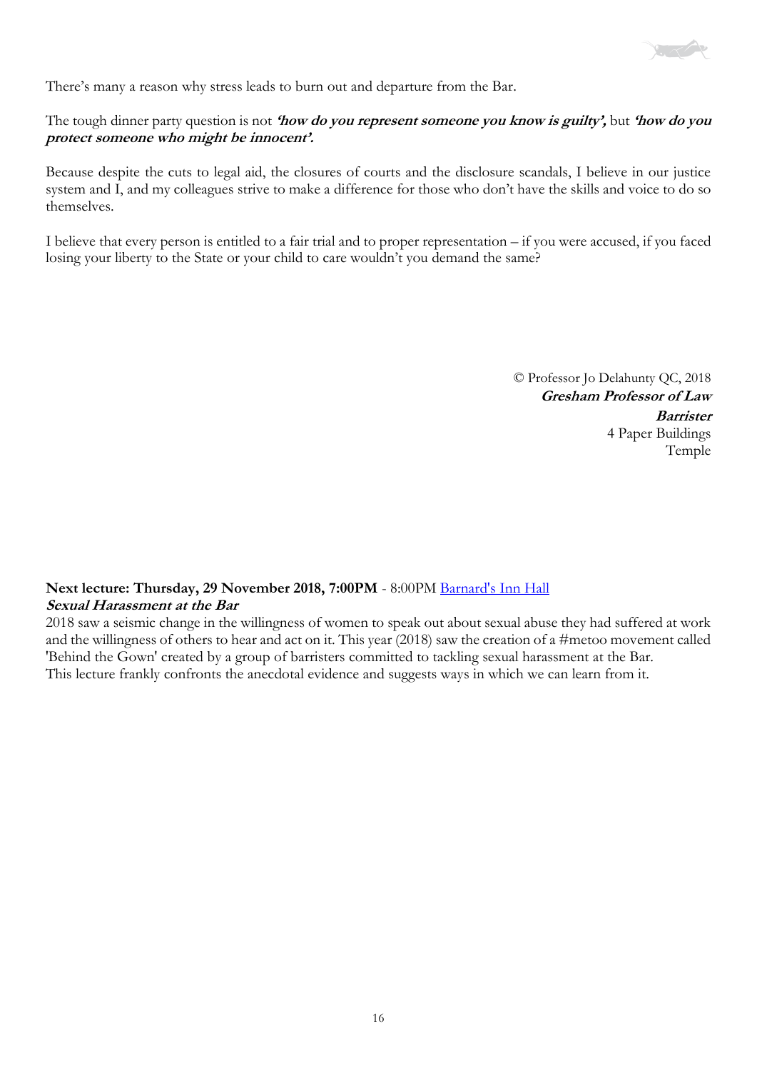There's many a reason why stress leads to burn out and departure from the Bar.

The tough dinner party question is not ***'how do you represent someone you know is guilty',*** but ***'how do you protect someone who might be innocent'.***

Because despite the cuts to legal aid, the closures of courts and the disclosure scandals, I believe in our justice system and I, and my colleagues strive to make a difference for those who don't have the skills and voice to do so themselves.

I believe that every person is entitled to a fair trial and to proper representation – if you were accused, if you faced losing your liberty to the State or your child to care wouldn't you demand the same?

© Professor Jo Delahunty QC, 2018
***Gresham Professor of Law***
***Barrister***
4 Paper Buildings
Temple

**Next lecture: Thursday, 29 November 2018, 7:00PM** - 8:00PM [Barnard's Inn Hall]
***Sexual Harassment at the Bar***
2018 saw a seismic change in the willingness of women to speak out about sexual abuse they had suffered at work and the willingness of others to hear and act on it. This year (2018) saw the creation of a #metoo movement called 'Behind the Gown' created by a group of barristers committed to tackling sexual harassment at the Bar.
This lecture frankly confronts the anecdotal evidence and suggests ways in which we can learn from it.